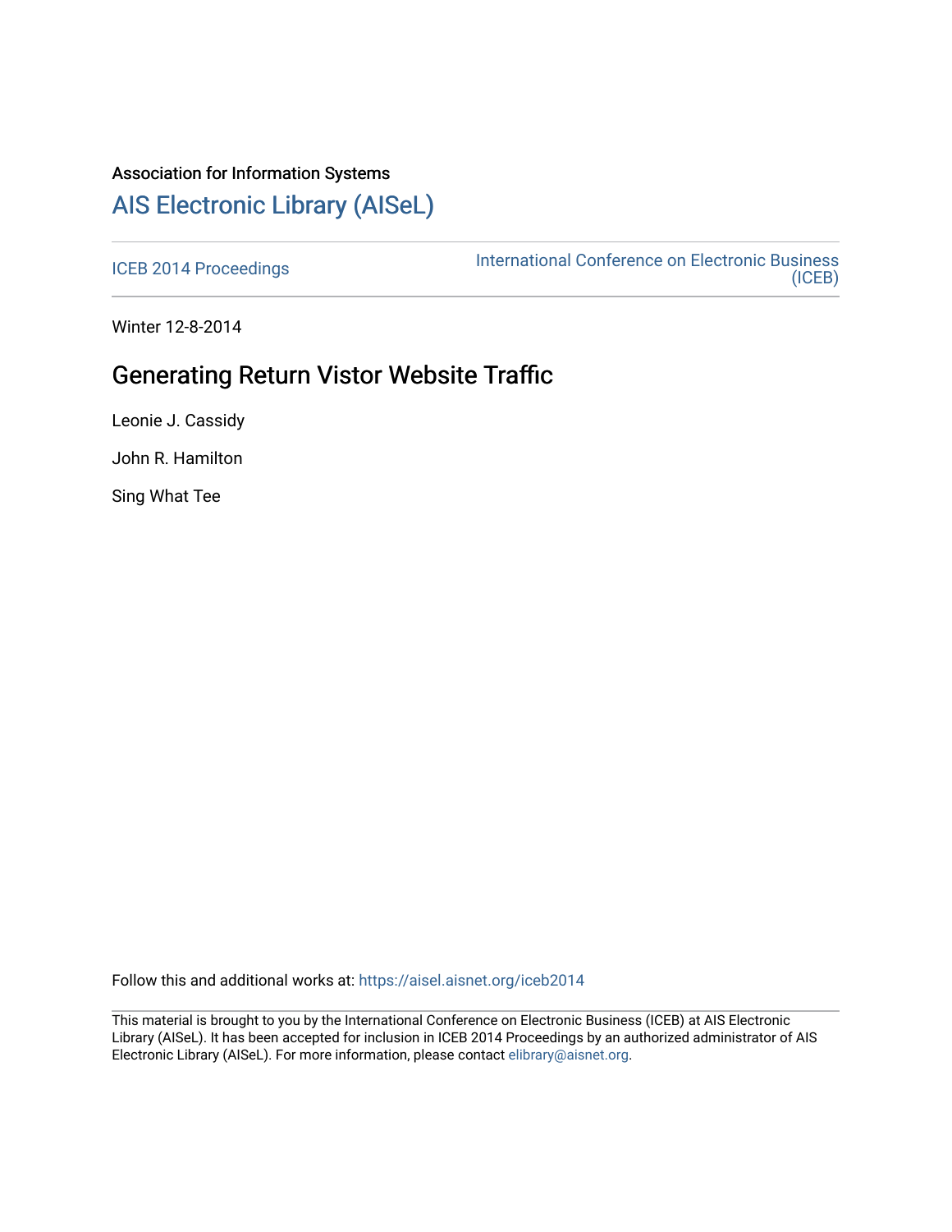Association for Information Systems

# AIS Electronic Library (AISeL)

ICEB 2014 Proceedings

International Conference on Electronic Business (ICEB)

Winter 12-8-2014

## Generating Return Vistor Website Traffic

Leonie J. Cassidy

John R. Hamilton

Sing What Tee

Follow this and additional works at: https://aisel.aisnet.org/iceb2014

This material is brought to you by the International Conference on Electronic Business (ICEB) at AIS Electronic Library (AISeL). It has been accepted for inclusion in ICEB 2014 Proceedings by an authorized administrator of AIS Electronic Library (AISeL). For more information, please contact elibrary@aisnet.org.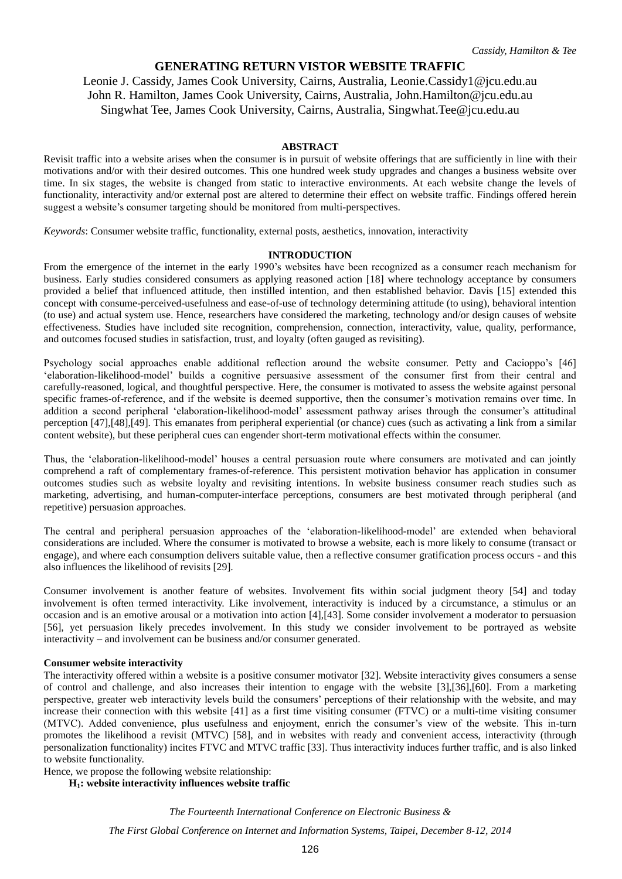# GENERATING RETURN VISTOR WEBSITE TRAFFIC

Leonie J. Cassidy, James Cook University, Cairns, Australia, Leonie.Cassidy1@jcu.edu.au
John R. Hamilton, James Cook University, Cairns, Australia, John.Hamilton@jcu.edu.au
Singwhat Tee, James Cook University, Cairns, Australia, Singwhat.Tee@jcu.edu.au

## ABSTRACT

Revisit traffic into a website arises when the consumer is in pursuit of website offerings that are sufficiently in line with their motivations and/or with their desired outcomes. This one hundred week study upgrades and changes a business website over time. In six stages, the website is changed from static to interactive environments. At each website change the levels of functionality, interactivity and/or external post are altered to determine their effect on website traffic. Findings offered herein suggest a website's consumer targeting should be monitored from multi-perspectives.

*Keywords*: Consumer website traffic, functionality, external posts, aesthetics, innovation, interactivity

## INTRODUCTION

From the emergence of the internet in the early 1990's websites have been recognized as a consumer reach mechanism for business. Early studies considered consumers as applying reasoned action [18] where technology acceptance by consumers provided a belief that influenced attitude, then instilled intention, and then established behavior. Davis [15] extended this concept with consume-perceived-usefulness and ease-of-use of technology determining attitude (to using), behavioral intention (to use) and actual system use. Hence, researchers have considered the marketing, technology and/or design causes of website effectiveness. Studies have included site recognition, comprehension, connection, interactivity, value, quality, performance, and outcomes focused studies in satisfaction, trust, and loyalty (often gauged as revisiting).

Psychology social approaches enable additional reflection around the website consumer. Petty and Cacioppo's [46] 'elaboration-likelihood-model' builds a cognitive persuasive assessment of the consumer first from their central and carefully-reasoned, logical, and thoughtful perspective. Here, the consumer is motivated to assess the website against personal specific frames-of-reference, and if the website is deemed supportive, then the consumer's motivation remains over time. In addition a second peripheral 'elaboration-likelihood-model' assessment pathway arises through the consumer's attitudinal perception [47],[48],[49]. This emanates from peripheral experiential (or chance) cues (such as activating a link from a similar content website), but these peripheral cues can engender short-term motivational effects within the consumer.

Thus, the 'elaboration-likelihood-model' houses a central persuasion route where consumers are motivated and can jointly comprehend a raft of complementary frames-of-reference. This persistent motivation behavior has application in consumer outcomes studies such as website loyalty and revisiting intentions. In website business consumer reach studies such as marketing, advertising, and human-computer-interface perceptions, consumers are best motivated through peripheral (and repetitive) persuasion approaches.

The central and peripheral persuasion approaches of the 'elaboration-likelihood-model' are extended when behavioral considerations are included. Where the consumer is motivated to browse a website, each is more likely to consume (transact or engage), and where each consumption delivers suitable value, then a reflective consumer gratification process occurs - and this also influences the likelihood of revisits [29].

Consumer involvement is another feature of websites. Involvement fits within social judgment theory [54] and today involvement is often termed interactivity. Like involvement, interactivity is induced by a circumstance, a stimulus or an occasion and is an emotive arousal or a motivation into action [4],[43]. Some consider involvement a moderator to persuasion [56], yet persuasion likely precedes involvement. In this study we consider involvement to be portrayed as website interactivity – and involvement can be business and/or consumer generated.

### Consumer website interactivity

The interactivity offered within a website is a positive consumer motivator [32]. Website interactivity gives consumers a sense of control and challenge, and also increases their intention to engage with the website [3],[36],[60]. From a marketing perspective, greater web interactivity levels build the consumers' perceptions of their relationship with the website, and may increase their connection with this website [41] as a first time visiting consumer (FTVC) or a multi-time visiting consumer (MTVC). Added convenience, plus usefulness and enjoyment, enrich the consumer's view of the website. This in-turn promotes the likelihood a revisit (MTVC) [58], and in websites with ready and convenient access, interactivity (through personalization functionality) incites FTVC and MTVC traffic [33]. Thus interactivity induces further traffic, and is also linked to website functionality.

Hence, we propose the following website relationship:

**$H_1$: website interactivity influences website traffic**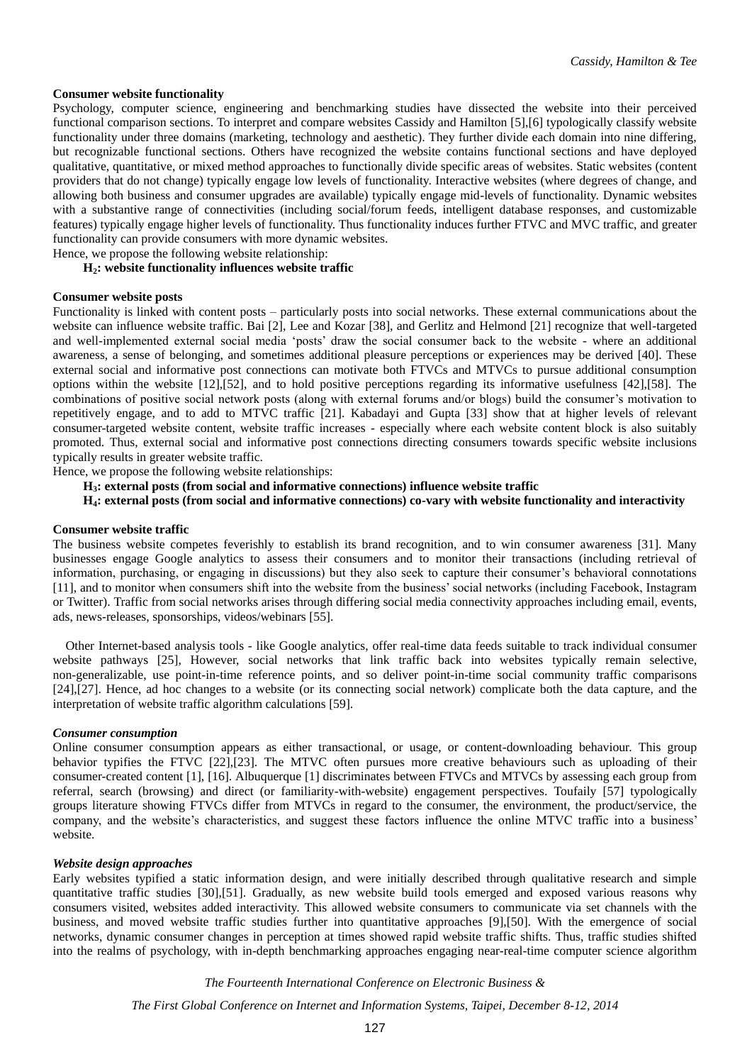**Consumer website functionality**

Psychology, computer science, engineering and benchmarking studies have dissected the website into their perceived functional comparison sections. To interpret and compare websites Cassidy and Hamilton [5],[6] typologically classify website functionality under three domains (marketing, technology and aesthetic). They further divide each domain into nine differing, but recognizable functional sections. Others have recognized the website contains functional sections and have deployed qualitative, quantitative, or mixed method approaches to functionally divide specific areas of websites. Static websites (content providers that do not change) typically engage low levels of functionality. Interactive websites (where degrees of change, and allowing both business and consumer upgrades are available) typically engage mid-levels of functionality. Dynamic websites with a substantive range of connectivities (including social/forum feeds, intelligent database responses, and customizable features) typically engage higher levels of functionality. Thus functionality induces further FTVC and MVC traffic, and greater functionality can provide consumers with more dynamic websites.

Hence, we propose the following website relationship:

**$H_2$: website functionality influences website traffic**

**Consumer website posts**

Functionality is linked with content posts – particularly posts into social networks. These external communications about the website can influence website traffic. Bai [2], Lee and Kozar [38], and Gerlitz and Helmond [21] recognize that well-targeted and well-implemented external social media 'posts' draw the social consumer back to the website - where an additional awareness, a sense of belonging, and sometimes additional pleasure perceptions or experiences may be derived [40]. These external social and informative post connections can motivate both FTVCs and MTVCs to pursue additional consumption options within the website [12],[52], and to hold positive perceptions regarding its informative usefulness [42],[58]. The combinations of positive social network posts (along with external forums and/or blogs) build the consumer's motivation to repetitively engage, and to add to MTVC traffic [21]. Kabadayi and Gupta [33] show that at higher levels of relevant consumer-targeted website content, website traffic increases - especially where each website content block is also suitably promoted. Thus, external social and informative post connections directing consumers towards specific website inclusions typically results in greater website traffic.

Hence, we propose the following website relationships:

**$H_3$: external posts (from social and informative connections) influence website traffic**

**$H_4$: external posts (from social and informative connections) co-vary with website functionality and interactivity**

**Consumer website traffic**

The business website competes feverishly to establish its brand recognition, and to win consumer awareness [31]. Many businesses engage Google analytics to assess their consumers and to monitor their transactions (including retrieval of information, purchasing, or engaging in discussions) but they also seek to capture their consumer's behavioral connotations [11], and to monitor when consumers shift into the website from the business' social networks (including Facebook, Instagram or Twitter). Traffic from social networks arises through differing social media connectivity approaches including email, events, ads, news-releases, sponsorships, videos/webinars [55].

Other Internet-based analysis tools - like Google analytics, offer real-time data feeds suitable to track individual consumer website pathways [25], However, social networks that link traffic back into websites typically remain selective, non-generalizable, use point-in-time reference points, and so deliver point-in-time social community traffic comparisons [24],[27]. Hence, ad hoc changes to a website (or its connecting social network) complicate both the data capture, and the interpretation of website traffic algorithm calculations [59].

***Consumer consumption***

Online consumer consumption appears as either transactional, or usage, or content-downloading behaviour. This group behavior typifies the FTVC [22],[23]. The MTVC often pursues more creative behaviours such as uploading of their consumer-created content [1], [16]. Albuquerque [1] discriminates between FTVCs and MTVCs by assessing each group from referral, search (browsing) and direct (or familiarity-with-website) engagement perspectives. Toufaily [57] typologically groups literature showing FTVCs differ from MTVCs in regard to the consumer, the environment, the product/service, the company, and the website's characteristics, and suggest these factors influence the online MTVC traffic into a business' website.

***Website design approaches***

Early websites typified a static information design, and were initially described through qualitative research and simple quantitative traffic studies [30],[51]. Gradually, as new website build tools emerged and exposed various reasons why consumers visited, websites added interactivity. This allowed website consumers to communicate via set channels with the business, and moved website traffic studies further into quantitative approaches [9],[50]. With the emergence of social networks, dynamic consumer changes in perception at times showed rapid website traffic shifts. Thus, traffic studies shifted into the realms of psychology, with in-depth benchmarking approaches engaging near-real-time computer science algorithm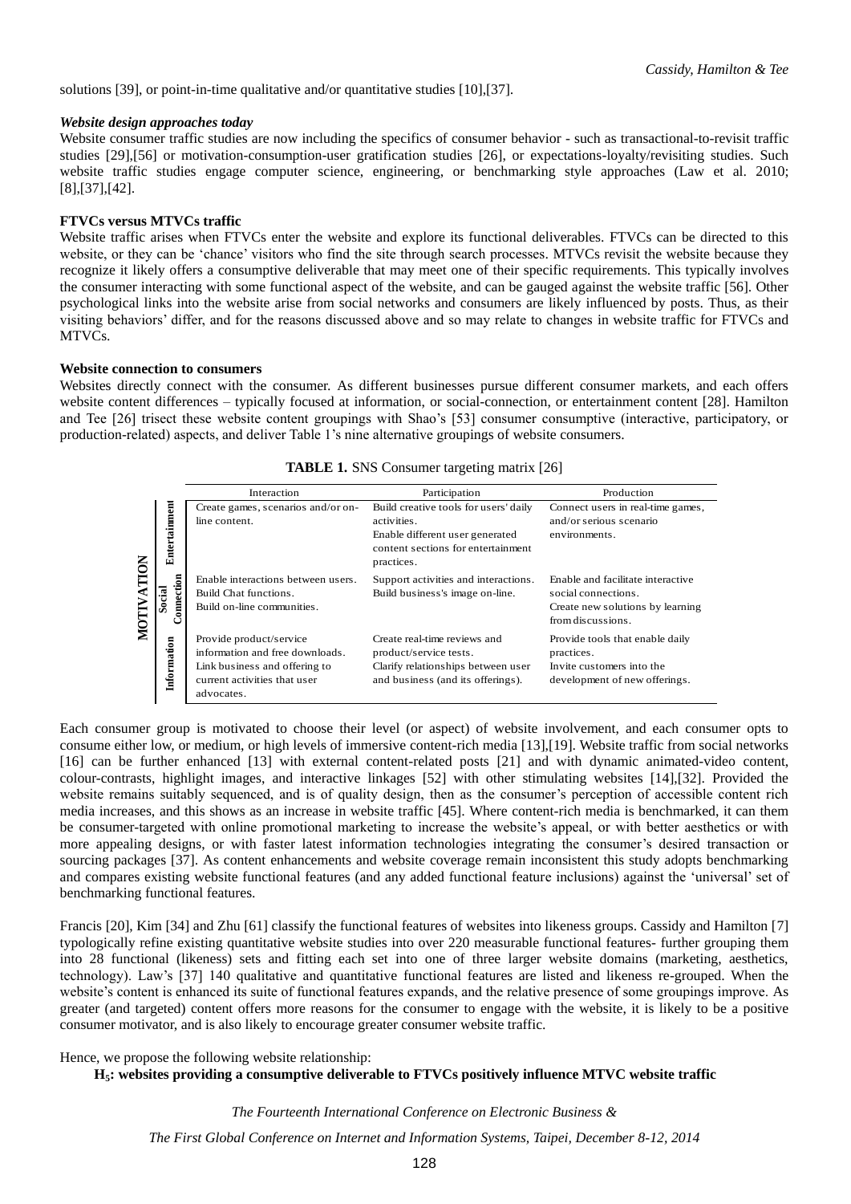solutions [39], or point-in-time qualitative and/or quantitative studies [10],[37].

***Website design approaches today***

Website consumer traffic studies are now including the specifics of consumer behavior - such as transactional-to-revisit traffic studies [29],[56] or motivation-consumption-user gratification studies [26], or expectations-loyalty/revisiting studies. Such website traffic studies engage computer science, engineering, or benchmarking style approaches (Law et al. 2010; [8],[37],[42].

**FTVCs versus MTVCs traffic**

Website traffic arises when FTVCs enter the website and explore its functional deliverables. FTVCs can be directed to this website, or they can be 'chance' visitors who find the site through search processes. MTVCs revisit the website because they recognize it likely offers a consumptive deliverable that may meet one of their specific requirements. This typically involves the consumer interacting with some functional aspect of the website, and can be gauged against the website traffic [56]. Other psychological links into the website arise from social networks and consumers are likely influenced by posts. Thus, as their visiting behaviors' differ, and for the reasons discussed above and so may relate to changes in website traffic for FTVCs and MTVCs.

**Website connection to consumers**

Websites directly connect with the consumer. As different businesses pursue different consumer markets, and each offers website content differences – typically focused at information, or social-connection, or entertainment content [28]. Hamilton and Tee [26] trisect these website content groupings with Shao's [53] consumer consumptive (interactive, participatory, or production-related) aspects, and deliver Table 1's nine alternative groupings of website consumers.

**TABLE 1.** SNS Consumer targeting matrix [26]

| | | Interaction | Participation | Production |
|---|---|---|---|---|
| MOTIVATION | Entertainment | Create games, scenarios and/or on-line content. | Build creative tools for users' daily activities. Enable different user generated content sections for entertainment practices. | Connect users in real-time games, and/or serious scenario environments. |
| | Social Connection | Enable interactions between users. Build Chat functions. Build on-line communities. | Support activities and interactions. Build business's image on-line. | Enable and facilitate interactive social connections. Create new solutions by learning from discussions. |
| | Information | Provide product/service information and free downloads. Link business and offering to current activities that user advocates. | Create real-time reviews and product/service tests. Clarify relationships between user and business (and its offerings). | Provide tools that enable daily practices. Invite customers into the development of new offerings. |

Each consumer group is motivated to choose their level (or aspect) of website involvement, and each consumer opts to consume either low, or medium, or high levels of immersive content-rich media [13],[19]. Website traffic from social networks [16] can be further enhanced [13] with external content-related posts [21] and with dynamic animated-video content, colour-contrasts, highlight images, and interactive linkages [52] with other stimulating websites [14],[32]. Provided the website remains suitably sequenced, and is of quality design, then as the consumer's perception of accessible content rich media increases, and this shows as an increase in website traffic [45]. Where content-rich media is benchmarked, it can them be consumer-targeted with online promotional marketing to increase the website's appeal, or with better aesthetics or with more appealing designs, or with faster latest information technologies integrating the consumer's desired transaction or sourcing packages [37]. As content enhancements and website coverage remain inconsistent this study adopts benchmarking and compares existing website functional features (and any added functional feature inclusions) against the 'universal' set of benchmarking functional features.

Francis [20], Kim [34] and Zhu [61] classify the functional features of websites into likeness groups. Cassidy and Hamilton [7] typologically refine existing quantitative website studies into over 220 measurable functional features- further grouping them into 28 functional (likeness) sets and fitting each set into one of three larger website domains (marketing, aesthetics, technology). Law's [37] 140 qualitative and quantitative functional features are listed and likeness re-grouped. When the website's content is enhanced its suite of functional features expands, and the relative presence of some groupings improve. As greater (and targeted) content offers more reasons for the consumer to engage with the website, it is likely to be a positive consumer motivator, and is also likely to encourage greater consumer website traffic.

Hence, we propose the following website relationship:

**$H_5$: websites providing a consumptive deliverable to FTVCs positively influence MTVC website traffic**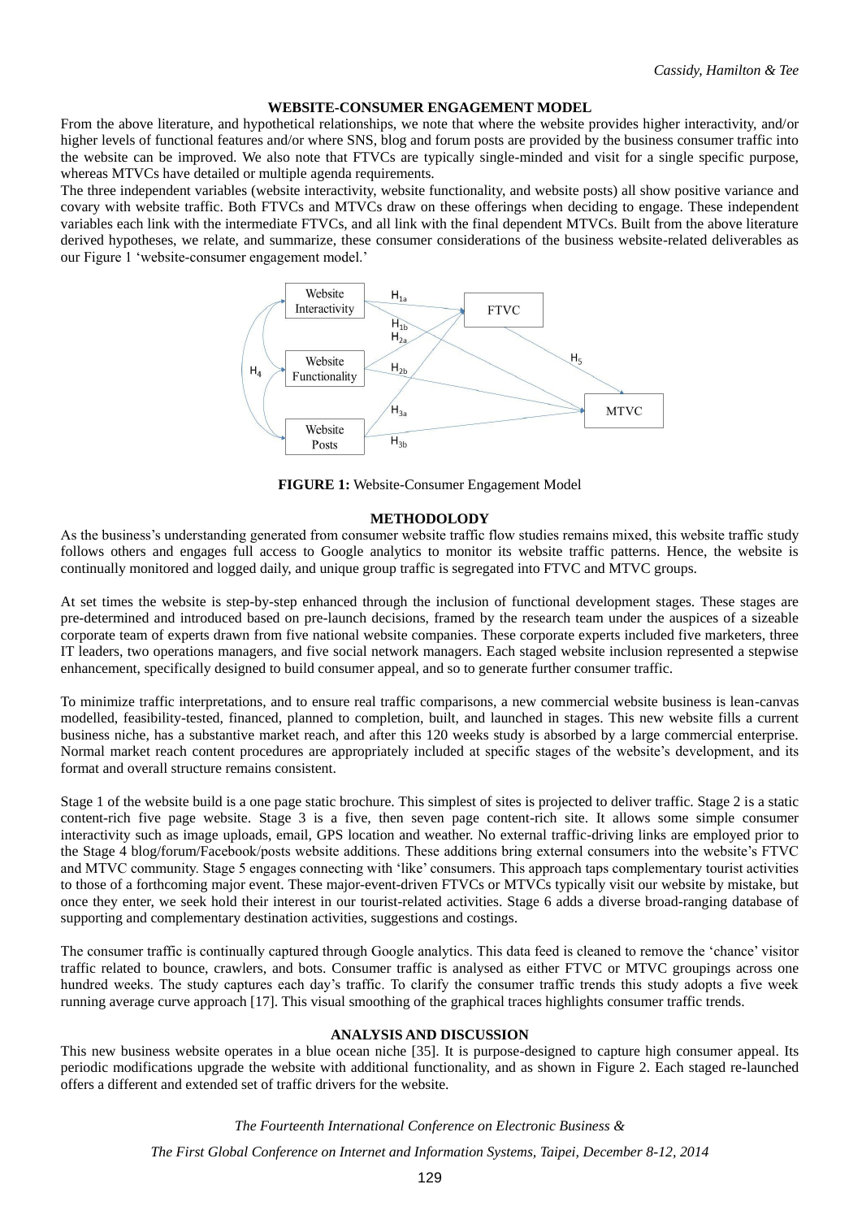## WEBSITE-CONSUMER ENGAGEMENT MODEL

From the above literature, and hypothetical relationships, we note that where the website provides higher interactivity, and/or higher levels of functional features and/or where SNS, blog and forum posts are provided by the business consumer traffic into the website can be improved. We also note that FTVCs are typically single-minded and visit for a single specific purpose, whereas MTVCs have detailed or multiple agenda requirements.

The three independent variables (website interactivity, website functionality, and website posts) all show positive variance and covary with website traffic. Both FTVCs and MTVCs draw on these offerings when deciding to engage. These independent variables each link with the intermediate FTVCs, and all link with the final dependent MTVCs. Built from the above literature derived hypotheses, we relate, and summarize, these consumer considerations of the business website-related deliverables as our Figure 1 'website-consumer engagement model.'

**FIGURE 1:** Website-Consumer Engagement Model

## METHODOLODY

As the business's understanding generated from consumer website traffic flow studies remains mixed, this website traffic study follows others and engages full access to Google analytics to monitor its website traffic patterns. Hence, the website is continually monitored and logged daily, and unique group traffic is segregated into FTVC and MTVC groups.

At set times the website is step-by-step enhanced through the inclusion of functional development stages. These stages are pre-determined and introduced based on pre-launch decisions, framed by the research team under the auspices of a sizeable corporate team of experts drawn from five national website companies. These corporate experts included five marketers, three IT leaders, two operations managers, and five social network managers. Each staged website inclusion represented a stepwise enhancement, specifically designed to build consumer appeal, and so to generate further consumer traffic.

To minimize traffic interpretations, and to ensure real traffic comparisons, a new commercial website business is lean-canvas modelled, feasibility-tested, financed, planned to completion, built, and launched in stages. This new website fills a current business niche, has a substantive market reach, and after this 120 weeks study is absorbed by a large commercial enterprise. Normal market reach content procedures are appropriately included at specific stages of the website's development, and its format and overall structure remains consistent.

Stage 1 of the website build is a one page static brochure. This simplest of sites is projected to deliver traffic. Stage 2 is a static content-rich five page website. Stage 3 is a five, then seven page content-rich site. It allows some simple consumer interactivity such as image uploads, email, GPS location and weather. No external traffic-driving links are employed prior to the Stage 4 blog/forum/Facebook/posts website additions. These additions bring external consumers into the website's FTVC and MTVC community. Stage 5 engages connecting with 'like' consumers. This approach taps complementary tourist activities to those of a forthcoming major event. These major-event-driven FTVCs or MTVCs typically visit our website by mistake, but once they enter, we seek hold their interest in our tourist-related activities. Stage 6 adds a diverse broad-ranging database of supporting and complementary destination activities, suggestions and costings.

The consumer traffic is continually captured through Google analytics. This data feed is cleaned to remove the 'chance' visitor traffic related to bounce, crawlers, and bots. Consumer traffic is analysed as either FTVC or MTVC groupings across one hundred weeks. The study captures each day's traffic. To clarify the consumer traffic trends this study adopts a five week running average curve approach [17]. This visual smoothing of the graphical traces highlights consumer traffic trends.

## ANALYSIS AND DISCUSSION

This new business website operates in a blue ocean niche [35]. It is purpose-designed to capture high consumer appeal. Its periodic modifications upgrade the website with additional functionality, and as shown in Figure 2. Each staged re-launched offers a different and extended set of traffic drivers for the website.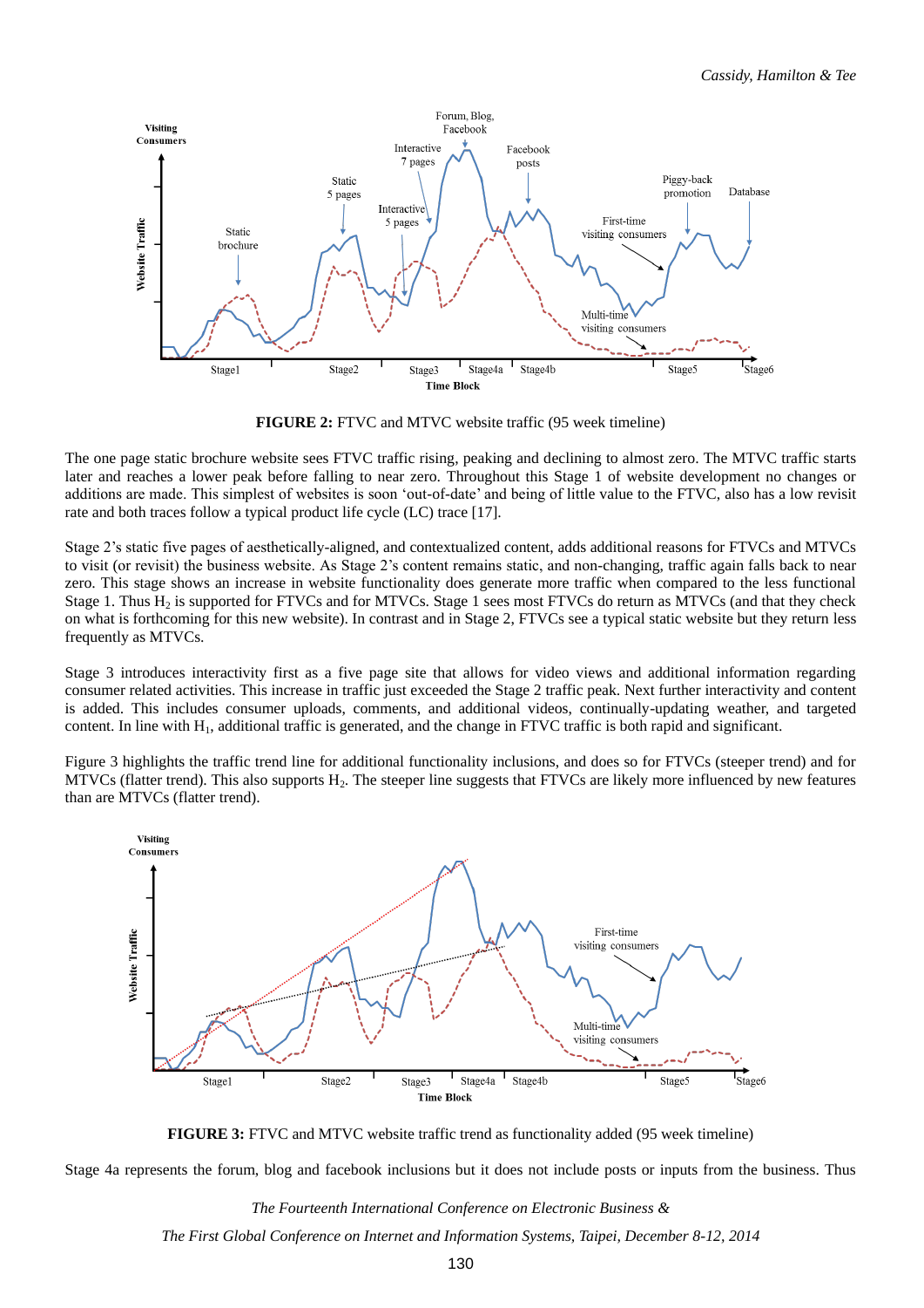**FIGURE 2:** FTVC and MTVC website traffic (95 week timeline)

The one page static brochure website sees FTVC traffic rising, peaking and declining to almost zero. The MTVC traffic starts later and reaches a lower peak before falling to near zero. Throughout this Stage 1 of website development no changes or additions are made. This simplest of websites is soon 'out-of-date' and being of little value to the FTVC, also has a low revisit rate and both traces follow a typical product life cycle (LC) trace [17].

Stage 2's static five pages of aesthetically-aligned, and contextualized content, adds additional reasons for FTVCs and MTVCs to visit (or revisit) the business website. As Stage 2's content remains static, and non-changing, traffic again falls back to near zero. This stage shows an increase in website functionality does generate more traffic when compared to the less functional Stage 1. Thus $H_2$ is supported for FTVCs and for MTVCs. Stage 1 sees most FTVCs do return as MTVCs (and that they check on what is forthcoming for this new website). In contrast and in Stage 2, FTVCs see a typical static website but they return less frequently as MTVCs.

Stage 3 introduces interactivity first as a five page site that allows for video views and additional information regarding consumer related activities. This increase in traffic just exceeded the Stage 2 traffic peak. Next further interactivity and content is added. This includes consumer uploads, comments, and additional videos, continually-updating weather, and targeted content. In line with $H_1$, additional traffic is generated, and the change in FTVC traffic is both rapid and significant.

Figure 3 highlights the traffic trend line for additional functionality inclusions, and does so for FTVCs (steeper trend) and for MTVCs (flatter trend). This also supports $H_2$. The steeper line suggests that FTVCs are likely more influenced by new features than are MTVCs (flatter trend).

**FIGURE 3:** FTVC and MTVC website traffic trend as functionality added (95 week timeline)

Stage 4a represents the forum, blog and facebook inclusions but it does not include posts or inputs from the business. Thus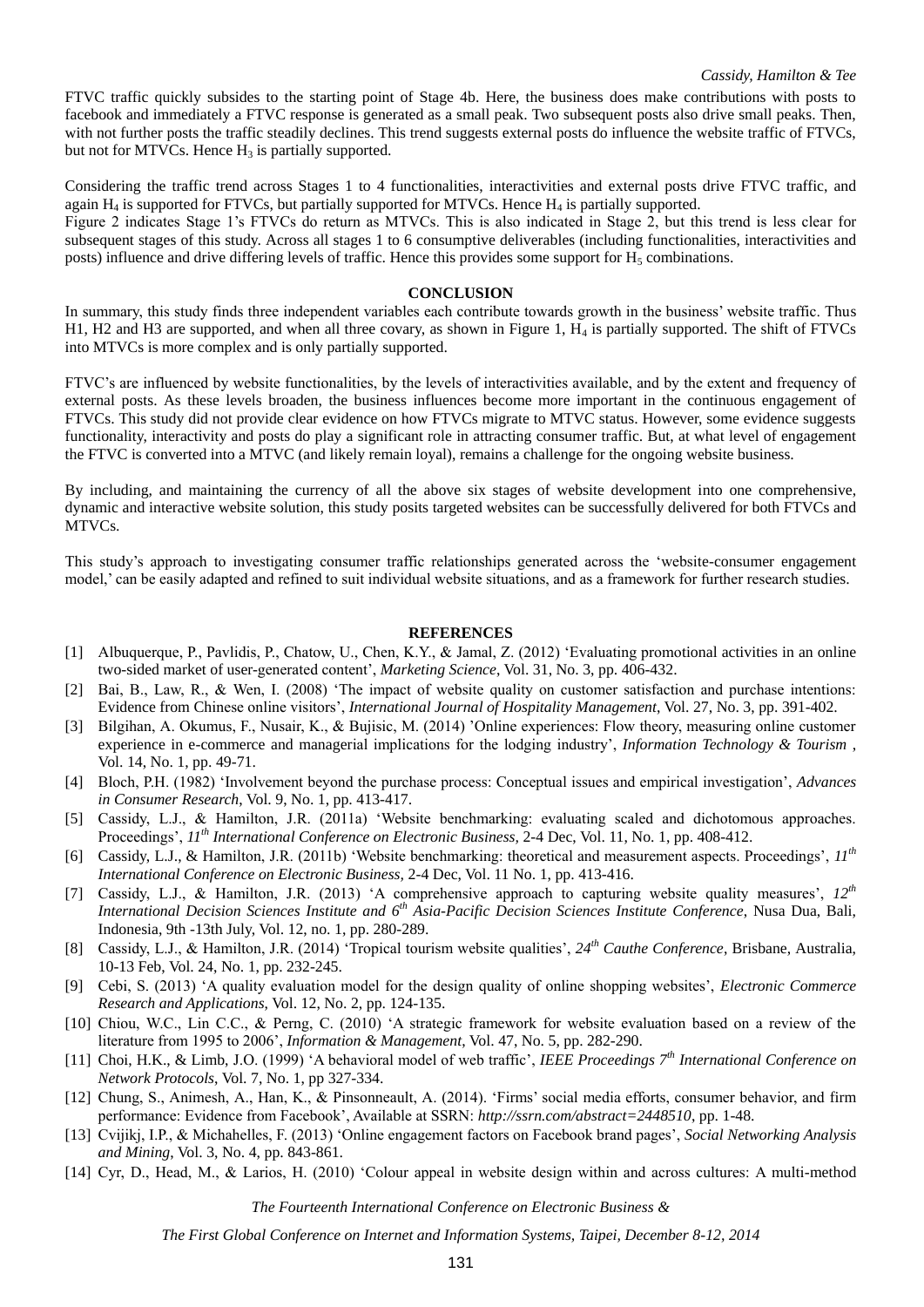FTVC traffic quickly subsides to the starting point of Stage 4b. Here, the business does make contributions with posts to facebook and immediately a FTVC response is generated as a small peak. Two subsequent posts also drive small peaks. Then, with not further posts the traffic steadily declines. This trend suggests external posts do influence the website traffic of FTVCs, but not for MTVCs. Hence $H_3$ is partially supported.

Considering the traffic trend across Stages 1 to 4 functionalities, interactivities and external posts drive FTVC traffic, and again $H_4$ is supported for FTVCs, but partially supported for MTVCs. Hence $H_4$ is partially supported.

Figure 2 indicates Stage 1's FTVCs do return as MTVCs. This is also indicated in Stage 2, but this trend is less clear for subsequent stages of this study. Across all stages 1 to 6 consumptive deliverables (including functionalities, interactivities and posts) influence and drive differing levels of traffic. Hence this provides some support for $H_5$ combinations.

## CONCLUSION

In summary, this study finds three independent variables each contribute towards growth in the business' website traffic. Thus H1, H2 and H3 are supported, and when all three covary, as shown in Figure 1, $H_4$ is partially supported. The shift of FTVCs into MTVCs is more complex and is only partially supported.

FTVC's are influenced by website functionalities, by the levels of interactivities available, and by the extent and frequency of external posts. As these levels broaden, the business influences become more important in the continuous engagement of FTVCs. This study did not provide clear evidence on how FTVCs migrate to MTVC status. However, some evidence suggests functionality, interactivity and posts do play a significant role in attracting consumer traffic. But, at what level of engagement the FTVC is converted into a MTVC (and likely remain loyal), remains a challenge for the ongoing website business.

By including, and maintaining the currency of all the above six stages of website development into one comprehensive, dynamic and interactive website solution, this study posits targeted websites can be successfully delivered for both FTVCs and MTVCs.

This study's approach to investigating consumer traffic relationships generated across the 'website-consumer engagement model,' can be easily adapted and refined to suit individual website situations, and as a framework for further research studies.

## REFERENCES

[1] Albuquerque, P., Pavlidis, P., Chatow, U., Chen, K.Y., & Jamal, Z. (2012) 'Evaluating promotional activities in an online two-sided market of user-generated content', *Marketing Science*, Vol. 31, No. 3, pp. 406-432.

[2] Bai, B., Law, R., & Wen, I. (2008) 'The impact of website quality on customer satisfaction and purchase intentions: Evidence from Chinese online visitors', *International Journal of Hospitality Management*, Vol. 27, No. 3, pp. 391-402.

[3] Bilgihan, A. Okumus, F., Nusair, K., & Bujisic, M. (2014) 'Online experiences: Flow theory, measuring online customer experience in e-commerce and managerial implications for the lodging industry', *Information Technology & Tourism* , Vol. 14, No. 1, pp. 49-71.

[4] Bloch, P.H. (1982) 'Involvement beyond the purchase process: Conceptual issues and empirical investigation', *Advances in Consumer Research*, Vol. 9, No. 1, pp. 413-417.

[5] Cassidy, L.J., & Hamilton, J.R. (2011a) 'Website benchmarking: evaluating scaled and dichotomous approaches. Proceedings', *11th International Conference on Electronic Business*, 2-4 Dec, Vol. 11, No. 1, pp. 408-412.

[6] Cassidy, L.J., & Hamilton, J.R. (2011b) 'Website benchmarking: theoretical and measurement aspects. Proceedings', *11th International Conference on Electronic Business*, 2-4 Dec, Vol. 11 No. 1, pp. 413-416.

[7] Cassidy, L.J., & Hamilton, J.R. (2013) 'A comprehensive approach to capturing website quality measures', *12th International Decision Sciences Institute and 6th Asia-Pacific Decision Sciences Institute Conference*, Nusa Dua, Bali, Indonesia, 9th -13th July, Vol. 12, no. 1, pp. 280-289.

[8] Cassidy, L.J., & Hamilton, J.R. (2014) 'Tropical tourism website qualities', *24th Cauthe Conference*, Brisbane, Australia, 10-13 Feb, Vol. 24, No. 1, pp. 232-245.

[9] Cebi, S. (2013) 'A quality evaluation model for the design quality of online shopping websites', *Electronic Commerce Research and Applications*, Vol. 12, No. 2, pp. 124-135.

[10] Chiou, W.C., Lin C.C., & Perng, C. (2010) 'A strategic framework for website evaluation based on a review of the literature from 1995 to 2006', *Information & Management*, Vol. 47, No. 5, pp. 282-290.

[11] Choi, H.K., & Limb, J.O. (1999) 'A behavioral model of web traffic', *IEEE Proceedings 7th International Conference on Network Protocols*, Vol. 7, No. 1, pp 327-334.

[12] Chung, S., Animesh, A., Han, K., & Pinsonneault, A. (2014). 'Firms' social media efforts, consumer behavior, and firm performance: Evidence from Facebook', Available at SSRN: *http://ssrn.com/abstract=2448510*, pp. 1-48.

[13] Cvijikj, I.P., & Michahelles, F. (2013) 'Online engagement factors on Facebook brand pages', *Social Networking Analysis and Mining*, Vol. 3, No. 4, pp. 843-861.

[14] Cyr, D., Head, M., & Larios, H. (2010) 'Colour appeal in website design within and across cultures: A multi-method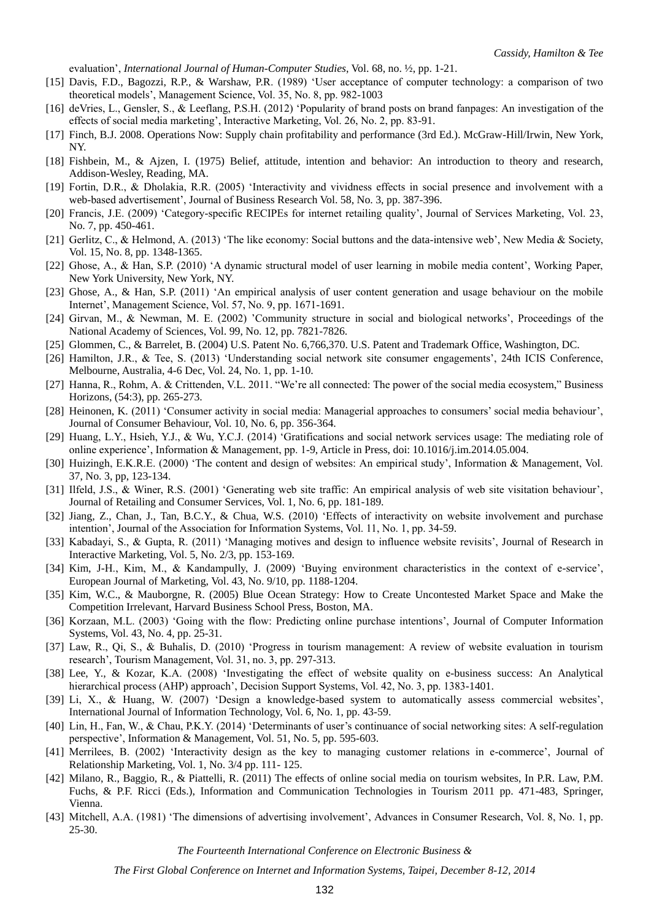evaluation', *International Journal of Human-Computer Studies*, Vol. 68, no. ½, pp. 1-21.

[15] Davis, F.D., Bagozzi, R.P., & Warshaw, P.R. (1989) 'User acceptance of computer technology: a comparison of two theoretical models', Management Science, Vol. 35, No. 8, pp. 982-1003

[16] deVries, L., Gensler, S., & Leeflang, P.S.H. (2012) 'Popularity of brand posts on brand fanpages: An investigation of the effects of social media marketing', Interactive Marketing, Vol. 26, No. 2, pp. 83-91.

[17] Finch, B.J. 2008. Operations Now: Supply chain profitability and performance (3rd Ed.). McGraw-Hill/Irwin, New York, NY.

[18] Fishbein, M., & Ajzen, I. (1975) Belief, attitude, intention and behavior: An introduction to theory and research, Addison-Wesley, Reading, MA.

[19] Fortin, D.R., & Dholakia, R.R. (2005) 'Interactivity and vividness effects in social presence and involvement with a web-based advertisement', Journal of Business Research Vol. 58, No. 3, pp. 387-396.

[20] Francis, J.E. (2009) 'Category-specific RECIPEs for internet retailing quality', Journal of Services Marketing, Vol. 23, No. 7, pp. 450-461.

[21] Gerlitz, C., & Helmond, A. (2013) 'The like economy: Social buttons and the data-intensive web', New Media & Society, Vol. 15, No. 8, pp. 1348-1365.

[22] Ghose, A., & Han, S.P. (2010) 'A dynamic structural model of user learning in mobile media content', Working Paper, New York University, New York, NY.

[23] Ghose, A., & Han, S.P. (2011) 'An empirical analysis of user content generation and usage behaviour on the mobile Internet', Management Science, Vol. 57, No. 9, pp. 1671-1691.

[24] Girvan, M., & Newman, M. E. (2002) 'Community structure in social and biological networks', Proceedings of the National Academy of Sciences, Vol. 99, No. 12, pp. 7821-7826.

[25] Glommen, C., & Barrelet, B. (2004) U.S. Patent No. 6,766,370. U.S. Patent and Trademark Office, Washington, DC.

[26] Hamilton, J.R., & Tee, S. (2013) 'Understanding social network site consumer engagements', 24th ICIS Conference, Melbourne, Australia, 4-6 Dec, Vol. 24, No. 1, pp. 1-10.

[27] Hanna, R., Rohm, A. & Crittenden, V.L. 2011. "We're all connected: The power of the social media ecosystem," Business Horizons, (54:3), pp. 265-273.

[28] Heinonen, K. (2011) 'Consumer activity in social media: Managerial approaches to consumers' social media behaviour', Journal of Consumer Behaviour, Vol. 10, No. 6, pp. 356-364.

[29] Huang, L.Y., Hsieh, Y.J., & Wu, Y.C.J. (2014) 'Gratifications and social network services usage: The mediating role of online experience', Information & Management, pp. 1-9, Article in Press, doi: 10.1016/j.im.2014.05.004.

[30] Huizingh, E.K.R.E. (2000) 'The content and design of websites: An empirical study', Information & Management, Vol. 37, No. 3, pp, 123-134.

[31] Ilfeld, J.S., & Winer, R.S. (2001) 'Generating web site traffic: An empirical analysis of web site visitation behaviour', Journal of Retailing and Consumer Services, Vol. 1, No. 6, pp. 181-189.

[32] Jiang, Z., Chan, J., Tan, B.C.Y., & Chua, W.S. (2010) 'Effects of interactivity on website involvement and purchase intention', Journal of the Association for Information Systems, Vol. 11, No. 1, pp. 34-59.

[33] Kabadayi, S., & Gupta, R. (2011) 'Managing motives and design to influence website revisits', Journal of Research in Interactive Marketing, Vol. 5, No. 2/3, pp. 153-169.

[34] Kim, J-H., Kim, M., & Kandampully, J. (2009) 'Buying environment characteristics in the context of e-service', European Journal of Marketing, Vol. 43, No. 9/10, pp. 1188-1204.

[35] Kim, W.C., & Mauborgne, R. (2005) Blue Ocean Strategy: How to Create Uncontested Market Space and Make the Competition Irrelevant, Harvard Business School Press, Boston, MA.

[36] Korzaan, M.L. (2003) 'Going with the flow: Predicting online purchase intentions', Journal of Computer Information Systems, Vol. 43, No. 4, pp. 25-31.

[37] Law, R., Qi, S., & Buhalis, D. (2010) 'Progress in tourism management: A review of website evaluation in tourism research', Tourism Management, Vol. 31, no. 3, pp. 297-313.

[38] Lee, Y., & Kozar, K.A. (2008) 'Investigating the effect of website quality on e-business success: An Analytical hierarchical process (AHP) approach', Decision Support Systems, Vol. 42, No. 3, pp. 1383-1401.

[39] Li, X., & Huang, W. (2007) 'Design a knowledge-based system to automatically assess commercial websites', International Journal of Information Technology, Vol. 6, No. 1, pp. 43-59.

[40] Lin, H., Fan, W., & Chau, P.K.Y. (2014) 'Determinants of user's continuance of social networking sites: A self-regulation perspective', Information & Management, Vol. 51, No. 5, pp. 595-603.

[41] Merrilees, B. (2002) 'Interactivity design as the key to managing customer relations in e-commerce', Journal of Relationship Marketing, Vol. 1, No. 3/4 pp. 111- 125.

[42] Milano, R., Baggio, R., & Piattelli, R. (2011) The effects of online social media on tourism websites, In P.R. Law, P.M. Fuchs, & P.F. Ricci (Eds.), Information and Communication Technologies in Tourism 2011 pp. 471-483, Springer, Vienna.

[43] Mitchell, A.A. (1981) 'The dimensions of advertising involvement', Advances in Consumer Research, Vol. 8, No. 1, pp. 25-30.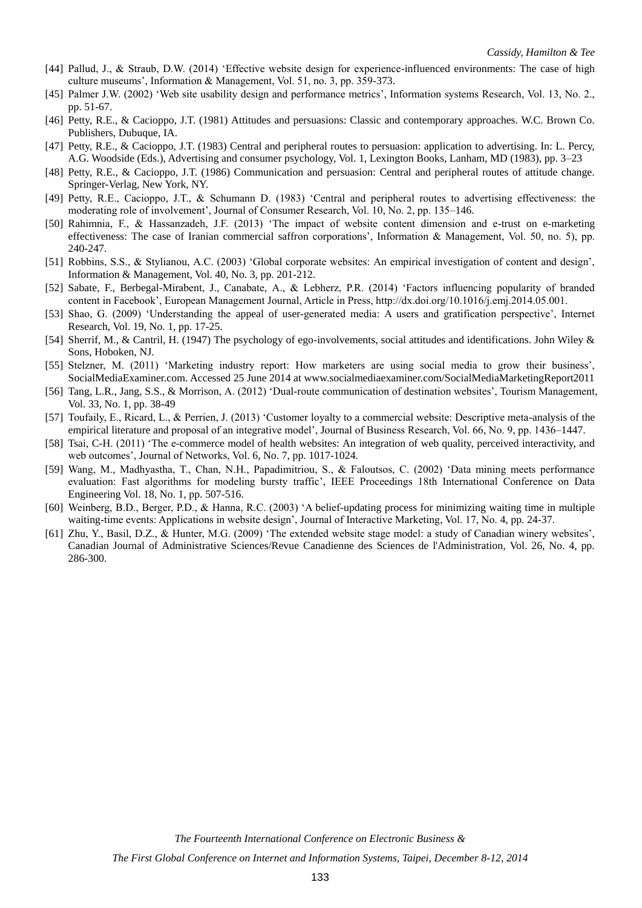[44] Pallud, J., & Straub, D.W. (2014) 'Effective website design for experience-influenced environments: The case of high culture museums', Information & Management, Vol. 51, no. 3, pp. 359-373.

[45] Palmer J.W. (2002) 'Web site usability design and performance metrics', Information systems Research, Vol. 13, No. 2., pp. 51-67.

[46] Petty, R.E., & Cacioppo, J.T. (1981) Attitudes and persuasions: Classic and contemporary approaches. W.C. Brown Co. Publishers, Dubuque, IA.

[47] Petty, R.E., & Cacioppo, J.T. (1983) Central and peripheral routes to persuasion: application to advertising. In: L. Percy, A.G. Woodside (Eds.), Advertising and consumer psychology, Vol. 1, Lexington Books, Lanham, MD (1983), pp. 3–23

[48] Petty, R.E., & Cacioppo, J.T. (1986) Communication and persuasion: Central and peripheral routes of attitude change. Springer-Verlag, New York, NY.

[49] Petty, R.E., Cacioppo, J.T., & Schumann D. (1983) 'Central and peripheral routes to advertising effectiveness: the moderating role of involvement', Journal of Consumer Research, Vol. 10, No. 2, pp. 135–146.

[50] Rahimnia, F., & Hassanzadeh, J.F. (2013) 'The impact of website content dimension and e-trust on e-marketing effectiveness: The case of Iranian commercial saffron corporations', Information & Management, Vol. 50, no. 5), pp. 240-247.

[51] Robbins, S.S., & Stylianou, A.C. (2003) 'Global corporate websites: An empirical investigation of content and design', Information & Management, Vol. 40, No. 3, pp. 201-212.

[52] Sabate, F., Berbegal-Mirabent, J., Canabate, A., & Lebherz, P.R. (2014) 'Factors influencing popularity of branded content in Facebook', European Management Journal, Article in Press, http://dx.doi.org/10.1016/j.emj.2014.05.001.

[53] Shao, G. (2009) 'Understanding the appeal of user-generated media: A users and gratification perspective', Internet Research, Vol. 19, No. 1, pp. 17-25.

[54] Sherrif, M., & Cantril, H. (1947) The psychology of ego-involvements, social attitudes and identifications. John Wiley & Sons, Hoboken, NJ.

[55] Stelzner, M. (2011) 'Marketing industry report: How marketers are using social media to grow their business', SocialMediaExaminer.com. Accessed 25 June 2014 at www.socialmediaexaminer.com/SocialMediaMarketingReport2011

[56] Tang, L.R., Jang, S.S., & Morrison, A. (2012) 'Dual-route communication of destination websites', Tourism Management, Vol. 33, No. 1, pp. 38-49

[57] Toufaily, E., Ricard, L., & Perrien, J. (2013) 'Customer loyalty to a commercial website: Descriptive meta-analysis of the empirical literature and proposal of an integrative model', Journal of Business Research, Vol. 66, No. 9, pp. 1436–1447.

[58] Tsai, C-H. (2011) 'The e-commerce model of health websites: An integration of web quality, perceived interactivity, and web outcomes', Journal of Networks, Vol. 6, No. 7, pp. 1017-1024.

[59] Wang, M., Madhyastha, T., Chan, N.H., Papadimitriou, S., & Faloutsos, C. (2002) 'Data mining meets performance evaluation: Fast algorithms for modeling bursty traffic', IEEE Proceedings 18th International Conference on Data Engineering Vol. 18, No. 1, pp. 507-516.

[60] Weinberg, B.D., Berger, P.D., & Hanna, R.C. (2003) 'A belief-updating process for minimizing waiting time in multiple waiting-time events: Applications in website design', Journal of Interactive Marketing, Vol. 17, No. 4, pp. 24-37.

[61] Zhu, Y., Basil, D.Z., & Hunter, M.G. (2009) 'The extended website stage model: a study of Canadian winery websites', Canadian Journal of Administrative Sciences/Revue Canadienne des Sciences de l'Administration, Vol. 26, No. 4, pp. 286-300.